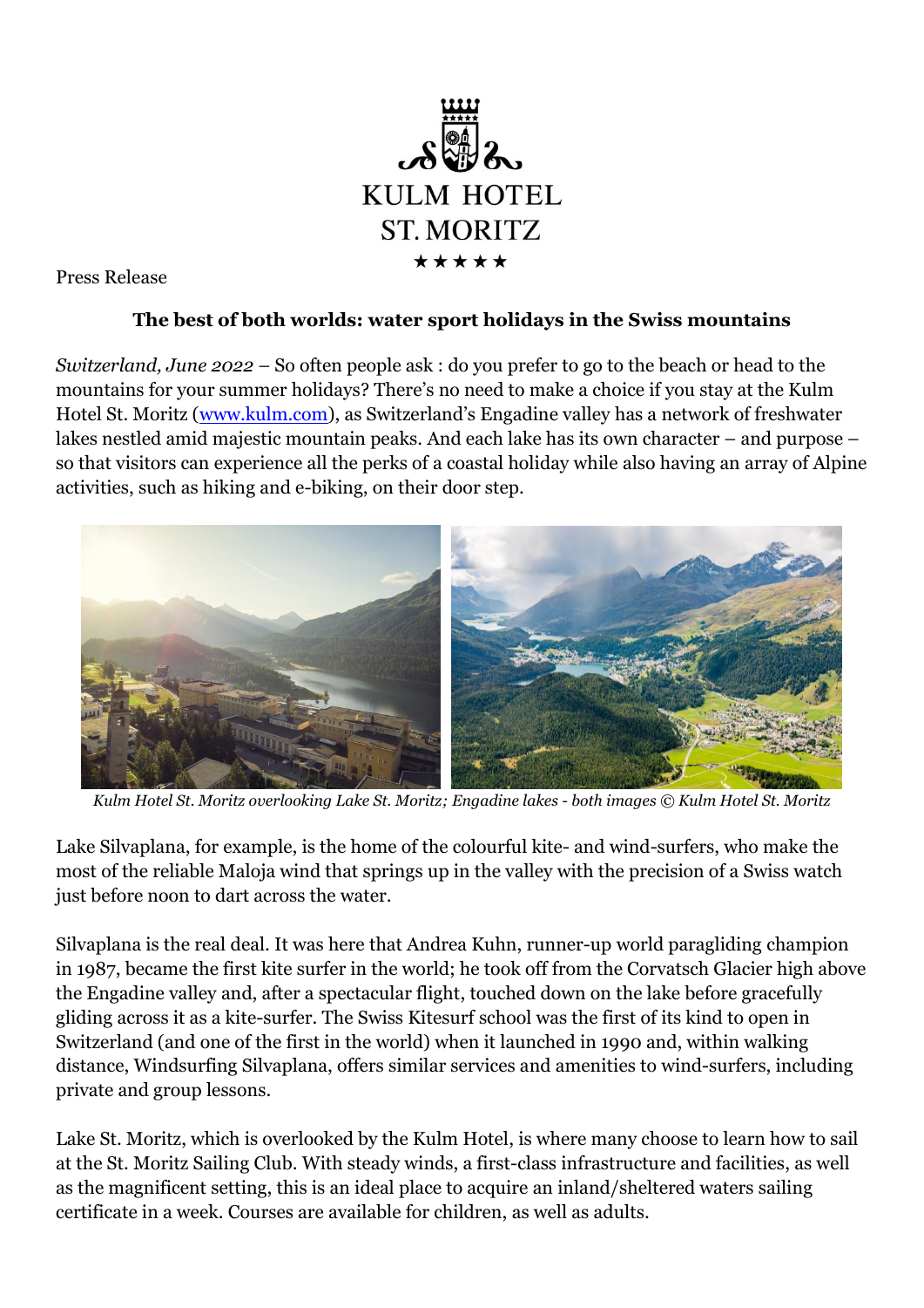KULM HOTEL
ST. MORITZ
★★★★★

Press Release

**The best of both worlds: water sport holidays in the Swiss mountains**

*Switzerland, June 2022* – So often people ask : do you prefer to go to the beach or head to the mountains for your summer holidays? There's no need to make a choice if you stay at the Kulm Hotel St. Moritz ([www.kulm.com](http://www.kulm.com)), as Switzerland's Engadine valley has a network of freshwater lakes nestled amid majestic mountain peaks. And each lake has its own character – and purpose – so that visitors can experience all the perks of a coastal holiday while also having an array of Alpine activities, such as hiking and e-biking, on their door step.

*Kulm Hotel St. Moritz overlooking Lake St. Moritz; Engadine lakes - both images © Kulm Hotel St. Moritz*

Lake Silvaplana, for example, is the home of the colourful kite- and wind-surfers, who make the most of the reliable Maloja wind that springs up in the valley with the precision of a Swiss watch just before noon to dart across the water.

Silvaplana is the real deal. It was here that Andrea Kuhn, runner-up world paragliding champion in 1987, became the first kite surfer in the world; he took off from the Corvatsch Glacier high above the Engadine valley and, after a spectacular flight, touched down on the lake before gracefully gliding across it as a kite-surfer. The Swiss Kitesurf school was the first of its kind to open in Switzerland (and one of the first in the world) when it launched in 1990 and, within walking distance, Windsurfing Silvaplana, offers similar services and amenities to wind-surfers, including private and group lessons.

Lake St. Moritz, which is overlooked by the Kulm Hotel, is where many choose to learn how to sail at the St. Moritz Sailing Club. With steady winds, a first-class infrastructure and facilities, as well as the magnificent setting, this is an ideal place to acquire an inland/sheltered waters sailing certificate in a week. Courses are available for children, as well as adults.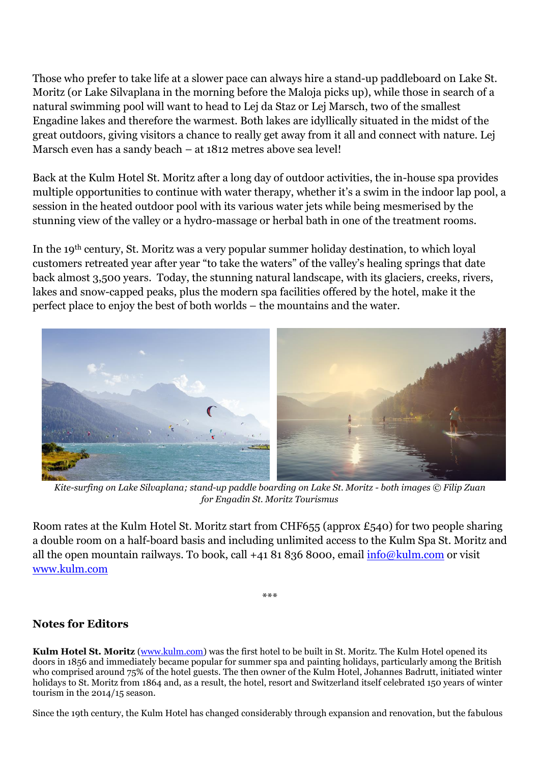Those who prefer to take life at a slower pace can always hire a stand-up paddleboard on Lake St. Moritz (or Lake Silvaplana in the morning before the Maloja picks up), while those in search of a natural swimming pool will want to head to Lej da Staz or Lej Marsch, two of the smallest Engadine lakes and therefore the warmest. Both lakes are idyllically situated in the midst of the great outdoors, giving visitors a chance to really get away from it all and connect with nature. Lej Marsch even has a sandy beach – at 1812 metres above sea level!

Back at the Kulm Hotel St. Moritz after a long day of outdoor activities, the in-house spa provides multiple opportunities to continue with water therapy, whether it's a swim in the indoor lap pool, a session in the heated outdoor pool with its various water jets while being mesmerised by the stunning view of the valley or a hydro-massage or herbal bath in one of the treatment rooms.

In the 19th century, St. Moritz was a very popular summer holiday destination, to which loyal customers retreated year after year "to take the waters" of the valley's healing springs that date back almost 3,500 years. Today, the stunning natural landscape, with its glaciers, creeks, rivers, lakes and snow-capped peaks, plus the modern spa facilities offered by the hotel, make it the perfect place to enjoy the best of both worlds – the mountains and the water.

*Kite-surfing on Lake Silvaplana; stand-up paddle boarding on Lake St. Moritz - both images © Filip Zuan for Engadin St. Moritz Tourismus*

Room rates at the Kulm Hotel St. Moritz start from CHF655 (approx £540) for two people sharing a double room on a half-board basis and including unlimited access to the Kulm Spa St. Moritz and all the open mountain railways. To book, call +41 81 836 8000, email [info@kulm.com](mailto:info@kulm.com) or visit [www.kulm.com](http://www.kulm.com)

\*\*\*

## Notes for Editors

**Kulm Hotel St. Moritz** ([www.kulm.com](http://www.kulm.com)) was the first hotel to be built in St. Moritz. The Kulm Hotel opened its doors in 1856 and immediately became popular for summer spa and painting holidays, particularly among the British who comprised around 75% of the hotel guests. The then owner of the Kulm Hotel, Johannes Badrutt, initiated winter holidays to St. Moritz from 1864 and, as a result, the hotel, resort and Switzerland itself celebrated 150 years of winter tourism in the 2014/15 season.

Since the 19th century, the Kulm Hotel has changed considerably through expansion and renovation, but the fabulous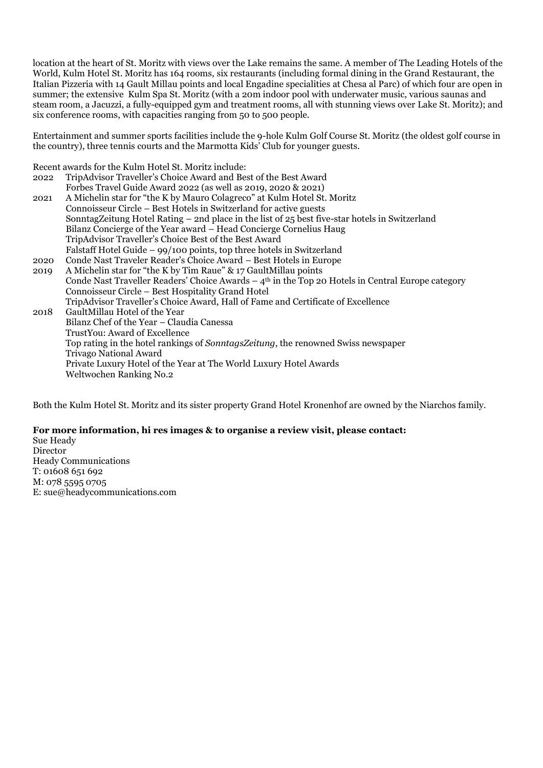location at the heart of St. Moritz with views over the Lake remains the same. A member of The Leading Hotels of the World, Kulm Hotel St. Moritz has 164 rooms, six restaurants (including formal dining in the Grand Restaurant, the Italian Pizzeria with 14 Gault Millau points and local Engadine specialities at Chesa al Parc) of which four are open in summer; the extensive Kulm Spa St. Moritz (with a 20m indoor pool with underwater music, various saunas and steam room, a Jacuzzi, a fully-equipped gym and treatment rooms, all with stunning views over Lake St. Moritz); and six conference rooms, with capacities ranging from 50 to 500 people.

Entertainment and summer sports facilities include the 9-hole Kulm Golf Course St. Moritz (the oldest golf course in the country), three tennis courts and the Marmotta Kids' Club for younger guests.

Recent awards for the Kulm Hotel St. Moritz include:

2022 TripAdvisor Traveller's Choice Award and Best of the Best Award
Forbes Travel Guide Award 2022 (as well as 2019, 2020 & 2021)

2021 A Michelin star for "the K by Mauro Colagreco" at Kulm Hotel St. Moritz
Connoisseur Circle – Best Hotels in Switzerland for active guests
SonntagZeitung Hotel Rating – 2nd place in the list of 25 best five-star hotels in Switzerland
Bilanz Concierge of the Year award – Head Concierge Cornelius Haug
TripAdvisor Traveller's Choice Best of the Best Award
Falstaff Hotel Guide – 99/100 points, top three hotels in Switzerland

2020 Conde Nast Traveler Reader's Choice Award – Best Hotels in Europe

2019 A Michelin star for "the K by Tim Raue" & 17 GaultMillau points
Conde Nast Traveller Readers' Choice Awards – 4th in the Top 20 Hotels in Central Europe category
Connoisseur Circle – Best Hospitality Grand Hotel
TripAdvisor Traveller's Choice Award, Hall of Fame and Certificate of Excellence

2018 GaultMillau Hotel of the Year
Bilanz Chef of the Year – Claudia Canessa
TrustYou: Award of Excellence
Top rating in the hotel rankings of *SonntagsZeitung*, the renowned Swiss newspaper
Trivago National Award
Private Luxury Hotel of the Year at The World Luxury Hotel Awards
Weltwochen Ranking No.2

Both the Kulm Hotel St. Moritz and its sister property Grand Hotel Kronenhof are owned by the Niarchos family.

**For more information, hi res images & to organise a review visit, please contact:**

Sue Heady
Director
Heady Communications
T: 01608 651 692
M: 078 5595 0705
E: sue@headycommunications.com